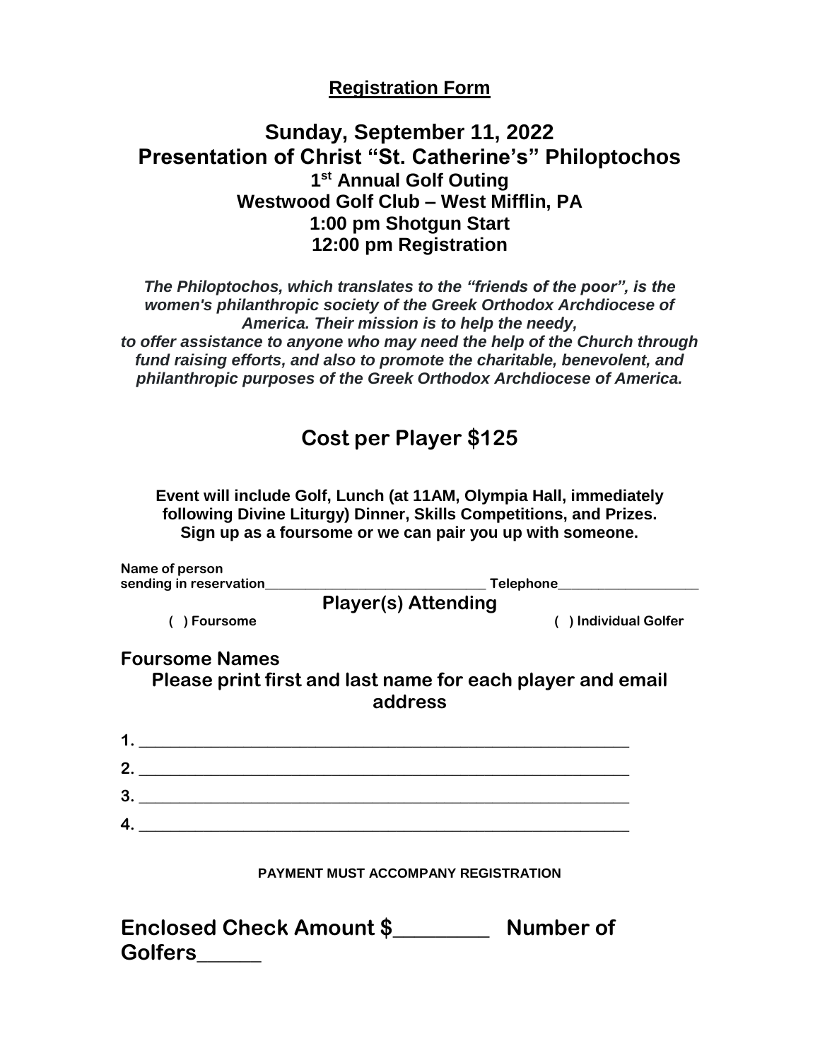## Registration Form

# Sunday, September 11, 2022

# Presentation of Christ "St. Catherine's" Philoptochos

### 1st Annual Golf Outing

### Westwood Golf Club – West Mifflin, PA

### 1:00 pm Shotgun Start

### 12:00 pm Registration

***The Philoptochos, which translates to the "friends of the poor", is the women's philanthropic society of the Greek Orthodox Archdiocese of America. Their mission is to help the needy, to offer assistance to anyone who may need the help of the Church through fund raising efforts, and also to promote the charitable, benevolent, and philanthropic purposes of the Greek Orthodox Archdiocese of America.***

## Cost per Player $125

**Event will include Golf, Lunch (at 11AM, Olympia Hall, immediately following Divine Liturgy) Dinner, Skills Competitions, and Prizes. Sign up as a foursome or we can pair you up with someone.**

**Name of person sending in reservation______________________________ Telephone__________________**

**Player(s) Attending**

**( ) Foursome** **( ) Individual Golfer**

**Foursome Names**

**Please print first and last name for each player and email address**

**1.** ____________________________________________________________

**2.** ____________________________________________________________

**3.** ____________________________________________________________

**4.** ____________________________________________________________

**PAYMENT MUST ACCOMPANY REGISTRATION**

**Enclosed Check Amount $_________ Number of Golfers______**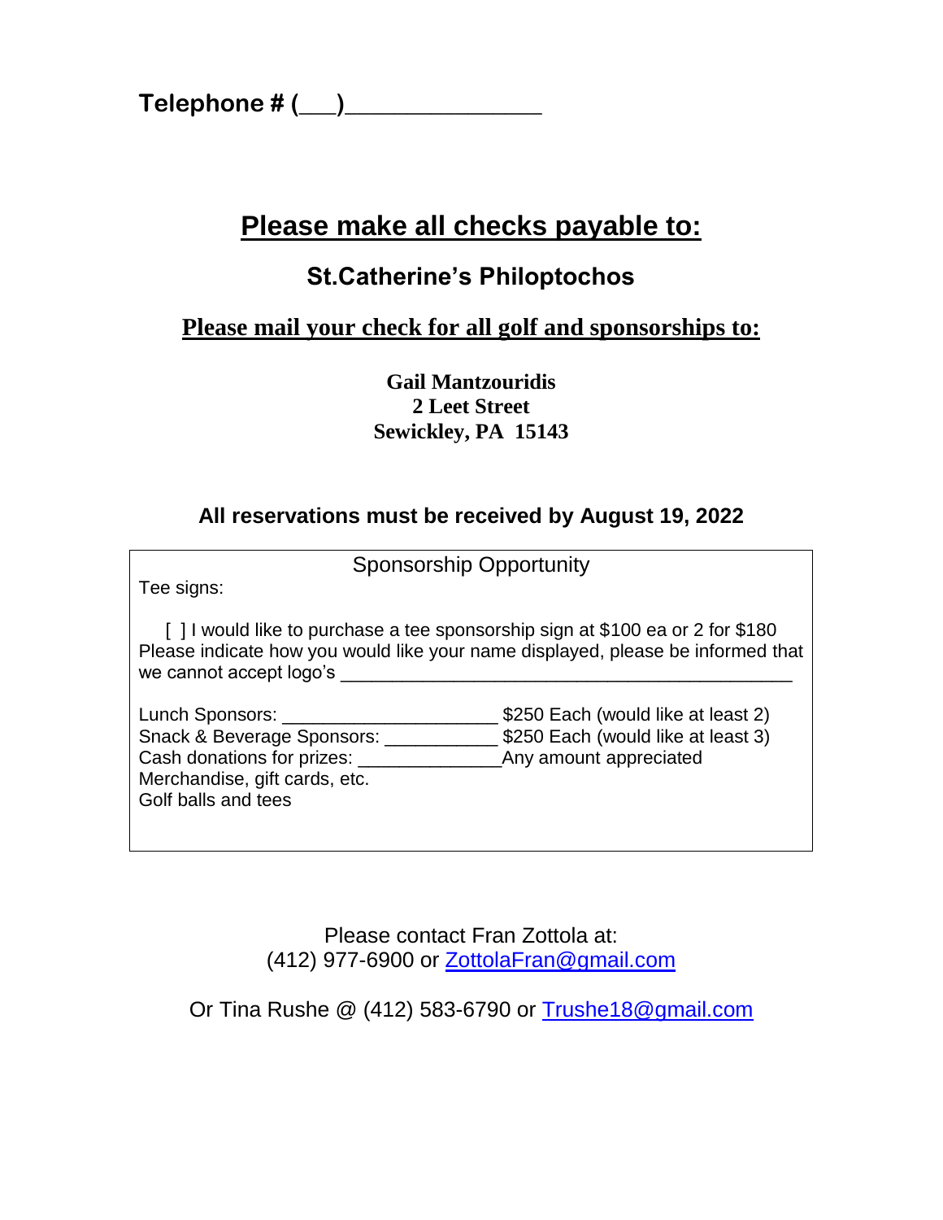**Telephone # (___)_______________**

## Please make all checks payable to:

### St.Catherine's Philoptochos

**Please mail your check for all golf and sponsorships to:**

**Gail Mantzouridis**
**2 Leet Street**
**Sewickley, PA 15143**

**All reservations must be received by August 19, 2022**

Sponsorship Opportunity

Tee signs:

[ ] I would like to purchase a tee sponsorship sign at $100 ea or 2 for $180
Please indicate how you would like your name displayed, please be informed that we cannot accept logo's ___________________________________________

Lunch Sponsors: ____________________ $250 Each (would like at least 2)
Snack & Beverage Sponsors: ___________ $250 Each (would like at least 3)
Cash donations for prizes: _____________Any amount appreciated
Merchandise, gift cards, etc.
Golf balls and tees

Please contact Fran Zottola at:
(412) 977-6900 or ZottolaFran@gmail.com

Or Tina Rushe @ (412) 583-6790 or Trushe18@gmail.com